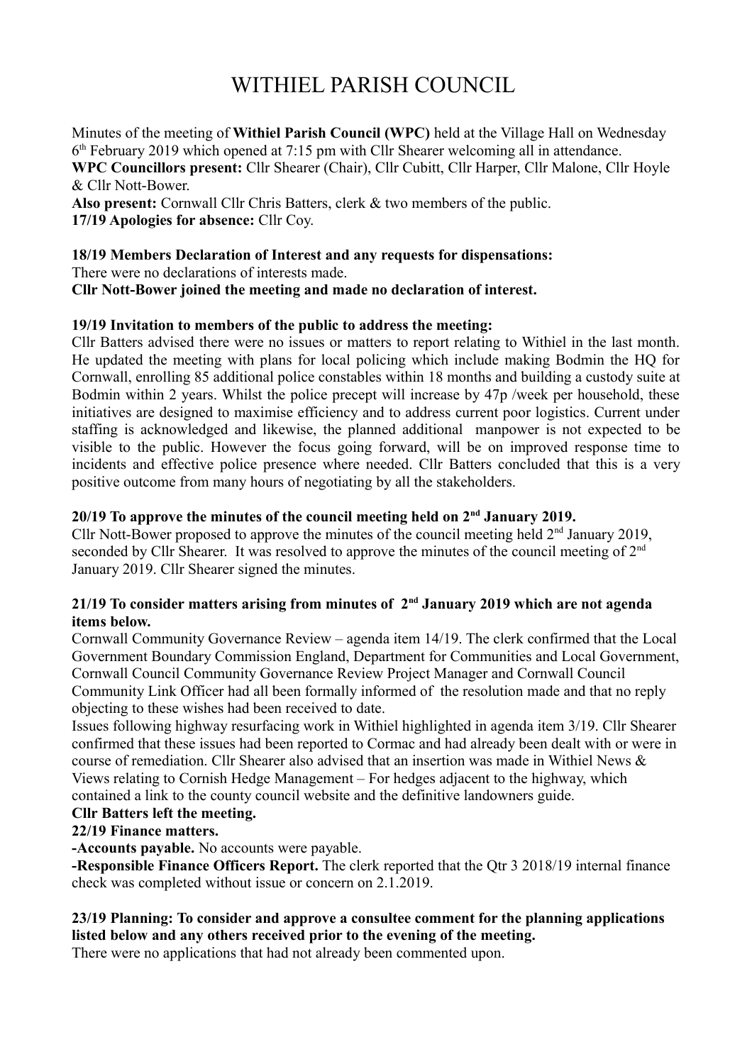# WITHIEL PARISH COUNCIL

Minutes of the meeting of **Withiel Parish Council (WPC)** held at the Village Hall on Wednesday 6th February 2019 which opened at 7:15 pm with Cllr Shearer welcoming all in attendance.

**WPC Councillors present:** Cllr Shearer (Chair), Cllr Cubitt, Cllr Harper, Cllr Malone, Cllr Hoyle & Cllr Nott-Bower.

**Also present:** Cornwall Cllr Chris Batters, clerk & two members of the public.

**17/19 Apologies for absence:** Cllr Coy.

**18/19 Members Declaration of Interest and any requests for dispensations:**

There were no declarations of interests made.

**Cllr Nott-Bower joined the meeting and made no declaration of interest.**

**19/19 Invitation to members of the public to address the meeting:**

Cllr Batters advised there were no issues or matters to report relating to Withiel in the last month. He updated the meeting with plans for local policing which include making Bodmin the HQ for Cornwall, enrolling 85 additional police constables within 18 months and building a custody suite at Bodmin within 2 years. Whilst the police precept will increase by 47p /week per household, these initiatives are designed to maximise efficiency and to address current poor logistics. Current under staffing is acknowledged and likewise, the planned additional manpower is not expected to be visible to the public. However the focus going forward, will be on improved response time to incidents and effective police presence where needed. Cllr Batters concluded that this is a very positive outcome from many hours of negotiating by all the stakeholders.

**20/19 To approve the minutes of the council meeting held on 2nd January 2019.**

Cllr Nott-Bower proposed to approve the minutes of the council meeting held 2nd January 2019, seconded by Cllr Shearer. It was resolved to approve the minutes of the council meeting of 2nd January 2019. Cllr Shearer signed the minutes.

**21/19 To consider matters arising from minutes of 2nd January 2019 which are not agenda items below.**

Cornwall Community Governance Review – agenda item 14/19. The clerk confirmed that the Local Government Boundary Commission England, Department for Communities and Local Government, Cornwall Council Community Governance Review Project Manager and Cornwall Council Community Link Officer had all been formally informed of the resolution made and that no reply objecting to these wishes had been received to date.

Issues following highway resurfacing work in Withiel highlighted in agenda item 3/19. Cllr Shearer confirmed that these issues had been reported to Cormac and had already been dealt with or were in course of remediation. Cllr Shearer also advised that an insertion was made in Withiel News & Views relating to Cornish Hedge Management – For hedges adjacent to the highway, which contained a link to the county council website and the definitive landowners guide.

**Cllr Batters left the meeting.**

**22/19 Finance matters.**

**-Accounts payable.** No accounts were payable.

**-Responsible Finance Officers Report.** The clerk reported that the Qtr 3 2018/19 internal finance check was completed without issue or concern on 2.1.2019.

**23/19 Planning: To consider and approve a consultee comment for the planning applications listed below and any others received prior to the evening of the meeting.**

There were no applications that had not already been commented upon.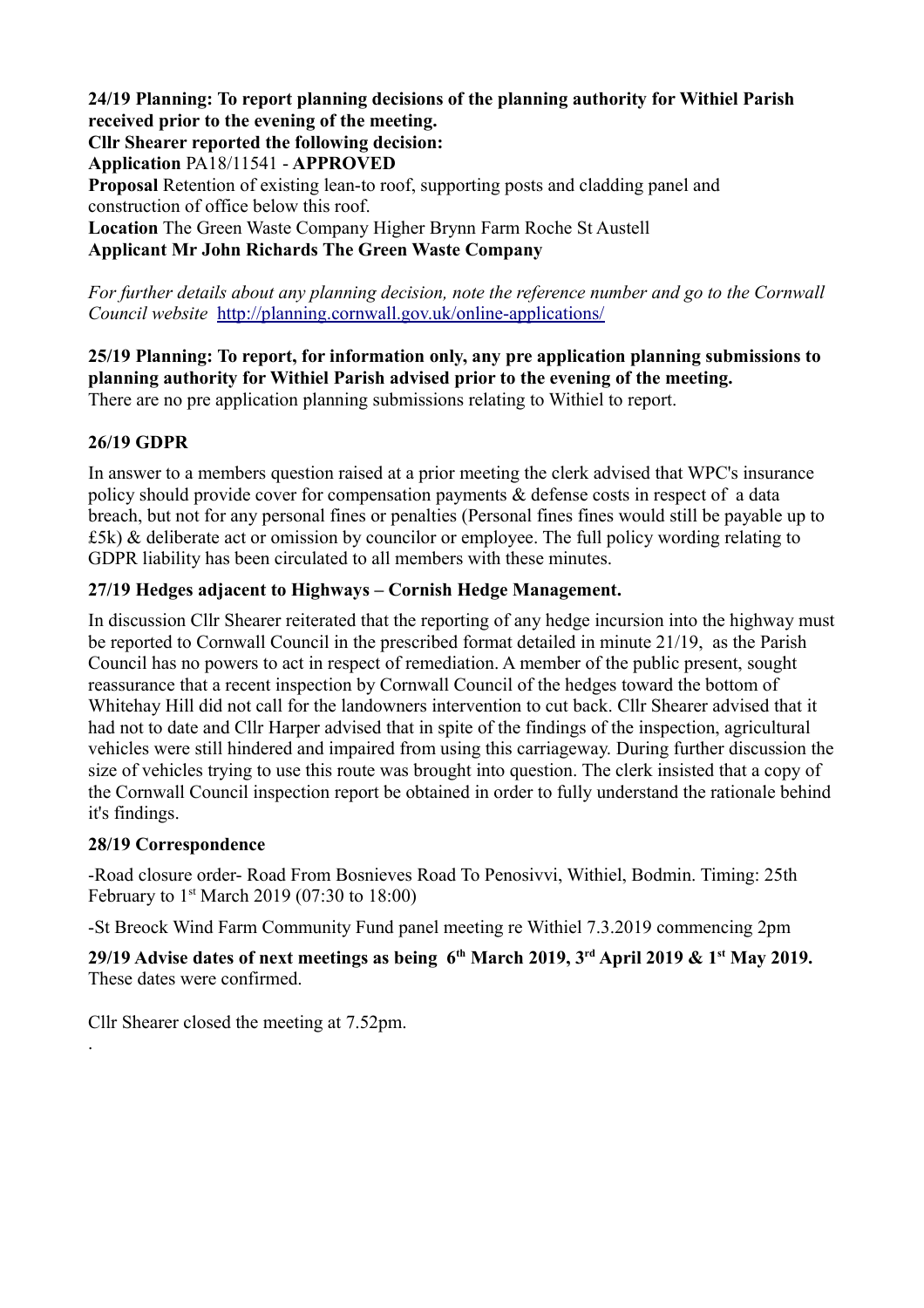**24/19 Planning: To report planning decisions of the planning authority for Withiel Parish received prior to the evening of the meeting.**

**Cllr Shearer reported the following decision:**

**Application** PA18/11541 - **APPROVED**

**Proposal** Retention of existing lean-to roof, supporting posts and cladding panel and construction of office below this roof.

**Location** The Green Waste Company Higher Brynn Farm Roche St Austell

**Applicant Mr John Richards The Green Waste Company**

*For further details about any planning decision, note the reference number and go to the Cornwall Council website* http://planning.cornwall.gov.uk/online-applications/

**25/19 Planning: To report, for information only, any pre application planning submissions to planning authority for Withiel Parish advised prior to the evening of the meeting.**

There are no pre application planning submissions relating to Withiel to report.

**26/19 GDPR**

In answer to a members question raised at a prior meeting the clerk advised that WPC's insurance policy should provide cover for compensation payments & defense costs in respect of a data breach, but not for any personal fines or penalties (Personal fines fines would still be payable up to £5k) & deliberate act or omission by councilor or employee. The full policy wording relating to GDPR liability has been circulated to all members with these minutes.

**27/19 Hedges adjacent to Highways – Cornish Hedge Management.**

In discussion Cllr Shearer reiterated that the reporting of any hedge incursion into the highway must be reported to Cornwall Council in the prescribed format detailed in minute 21/19, as the Parish Council has no powers to act in respect of remediation. A member of the public present, sought reassurance that a recent inspection by Cornwall Council of the hedges toward the bottom of Whitehay Hill did not call for the landowners intervention to cut back. Cllr Shearer advised that it had not to date and Cllr Harper advised that in spite of the findings of the inspection, agricultural vehicles were still hindered and impaired from using this carriageway. During further discussion the size of vehicles trying to use this route was brought into question. The clerk insisted that a copy of the Cornwall Council inspection report be obtained in order to fully understand the rationale behind it's findings.

**28/19 Correspondence**

-Road closure order- Road From Bosnieves Road To Penosivvi, Withiel, Bodmin. Timing: 25th February to 1st March 2019 (07:30 to 18:00)

-St Breock Wind Farm Community Fund panel meeting re Withiel 7.3.2019 commencing 2pm

**29/19 Advise dates of next meetings as being 6th March 2019, 3rd April 2019 & 1st May 2019.**

These dates were confirmed.

Cllr Shearer closed the meeting at 7.52pm.

.